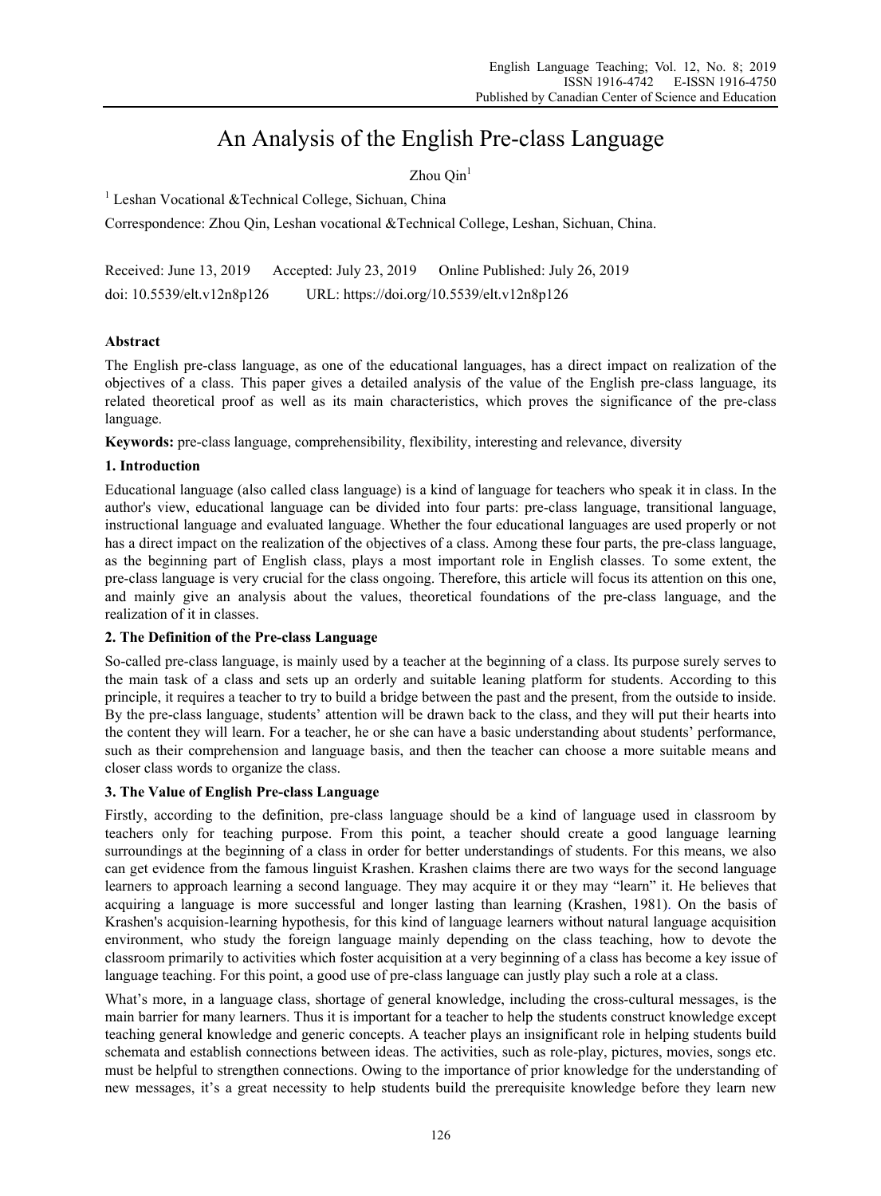# An Analysis of the English Pre-class Language

Zhou Qin[1]

[1] Leshan Vocational &Technical College, Sichuan, China

Correspondence: Zhou Qin, Leshan vocational &Technical College, Leshan, Sichuan, China.

Received: June 13, 2019 Accepted: July 23, 2019 Online Published: July 26, 2019

doi: 10.5539/elt.v12n8p126 URL: https://doi.org/10.5539/elt.v12n8p126

**Abstract**

The English pre-class language, as one of the educational languages, has a direct impact on realization of the objectives of a class. This paper gives a detailed analysis of the value of the English pre-class language, its related theoretical proof as well as its main characteristics, which proves the significance of the pre-class language.

**Keywords:** pre-class language, comprehensibility, flexibility, interesting and relevance, diversity

## 1. Introduction

Educational language (also called class language) is a kind of language for teachers who speak it in class. In the author's view, educational language can be divided into four parts: pre-class language, transitional language, instructional language and evaluated language. Whether the four educational languages are used properly or not has a direct impact on the realization of the objectives of a class. Among these four parts, the pre-class language, as the beginning part of English class, plays a most important role in English classes. To some extent, the pre-class language is very crucial for the class ongoing. Therefore, this article will focus its attention on this one, and mainly give an analysis about the values, theoretical foundations of the pre-class language, and the realization of it in classes.

## 2. The Definition of the Pre-class Language

So-called pre-class language, is mainly used by a teacher at the beginning of a class. Its purpose surely serves to the main task of a class and sets up an orderly and suitable leaning platform for students. According to this principle, it requires a teacher to try to build a bridge between the past and the present, from the outside to inside. By the pre-class language, students' attention will be drawn back to the class, and they will put their hearts into the content they will learn. For a teacher, he or she can have a basic understanding about students' performance, such as their comprehension and language basis, and then the teacher can choose a more suitable means and closer class words to organize the class.

## 3. The Value of English Pre-class Language

Firstly, according to the definition, pre-class language should be a kind of language used in classroom by teachers only for teaching purpose. From this point, a teacher should create a good language learning surroundings at the beginning of a class in order for better understandings of students. For this means, we also can get evidence from the famous linguist Krashen. Krashen claims there are two ways for the second language learners to approach learning a second language. They may acquire it or they may "learn" it. He believes that acquiring a language is more successful and longer lasting than learning (Krashen, 1981). On the basis of Krashen's acquisition-learning hypothesis, for this kind of language learners without natural language acquisition environment, who study the foreign language mainly depending on the class teaching, how to devote the classroom primarily to activities which foster acquisition at a very beginning of a class has become a key issue of language teaching. For this point, a good use of pre-class language can justly play such a role at a class.

What's more, in a language class, shortage of general knowledge, including the cross-cultural messages, is the main barrier for many learners. Thus it is important for a teacher to help the students construct knowledge except teaching general knowledge and generic concepts. A teacher plays an insignificant role in helping students build schemata and establish connections between ideas. The activities, such as role-play, pictures, movies, songs etc. must be helpful to strengthen connections. Owing to the importance of prior knowledge for the understanding of new messages, it's a great necessity to help students build the prerequisite knowledge before they learn new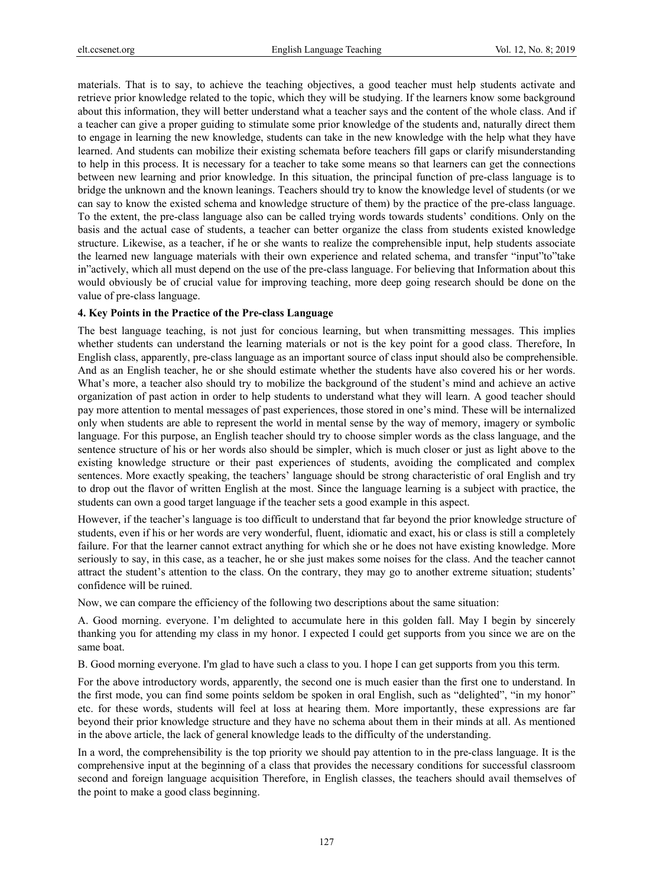materials. That is to say, to achieve the teaching objectives, a good teacher must help students activate and retrieve prior knowledge related to the topic, which they will be studying. If the learners know some background about this information, they will better understand what a teacher says and the content of the whole class. And if a teacher can give a proper guiding to stimulate some prior knowledge of the students and, naturally direct them to engage in learning the new knowledge, students can take in the new knowledge with the help what they have learned. And students can mobilize their existing schemata before teachers fill gaps or clarify misunderstanding to help in this process. It is necessary for a teacher to take some means so that learners can get the connections between new learning and prior knowledge. In this situation, the principal function of pre-class language is to bridge the unknown and the known leanings. Teachers should try to know the knowledge level of students (or we can say to know the existed schema and knowledge structure of them) by the practice of the pre-class language. To the extent, the pre-class language also can be called trying words towards students' conditions. Only on the basis and the actual case of students, a teacher can better organize the class from students existed knowledge structure. Likewise, as a teacher, if he or she wants to realize the comprehensible input, help students associate the learned new language materials with their own experience and related schema, and transfer "input"to"take in"actively, which all must depend on the use of the pre-class language. For believing that Information about this would obviously be of crucial value for improving teaching, more deep going research should be done on the value of pre-class language.

## 4. Key Points in the Practice of the Pre-class Language

The best language teaching, is not just for concious learning, but when transmitting messages. This implies whether students can understand the learning materials or not is the key point for a good class. Therefore, In English class, apparently, pre-class language as an important source of class input should also be comprehensible. And as an English teacher, he or she should estimate whether the students have also covered his or her words. What's more, a teacher also should try to mobilize the background of the student's mind and achieve an active organization of past action in order to help students to understand what they will learn. A good teacher should pay more attention to mental messages of past experiences, those stored in one's mind. These will be internalized only when students are able to represent the world in mental sense by the way of memory, imagery or symbolic language. For this purpose, an English teacher should try to choose simpler words as the class language, and the sentence structure of his or her words also should be simpler, which is much closer or just as light above to the existing knowledge structure or their past experiences of students, avoiding the complicated and complex sentences. More exactly speaking, the teachers' language should be strong characteristic of oral English and try to drop out the flavor of written English at the most. Since the language learning is a subject with practice, the students can own a good target language if the teacher sets a good example in this aspect.

However, if the teacher's language is too difficult to understand that far beyond the prior knowledge structure of students, even if his or her words are very wonderful, fluent, idiomatic and exact, his or class is still a completely failure. For that the learner cannot extract anything for which she or he does not have existing knowledge. More seriously to say, in this case, as a teacher, he or she just makes some noises for the class. And the teacher cannot attract the student's attention to the class. On the contrary, they may go to another extreme situation; students' confidence will be ruined.

Now, we can compare the efficiency of the following two descriptions about the same situation:

A. Good morning. everyone. I'm delighted to accumulate here in this golden fall. May I begin by sincerely thanking you for attending my class in my honor. I expected I could get supports from you since we are on the same boat.

B. Good morning everyone. I'm glad to have such a class to you. I hope I can get supports from you this term.

For the above introductory words, apparently, the second one is much easier than the first one to understand. In the first mode, you can find some points seldom be spoken in oral English, such as "delighted", "in my honor" etc. for these words, students will feel at loss at hearing them. More importantly, these expressions are far beyond their prior knowledge structure and they have no schema about them in their minds at all. As mentioned in the above article, the lack of general knowledge leads to the difficulty of the understanding.

In a word, the comprehensibility is the top priority we should pay attention to in the pre-class language. It is the comprehensive input at the beginning of a class that provides the necessary conditions for successful classroom second and foreign language acquisition Therefore, in English classes, the teachers should avail themselves of the point to make a good class beginning.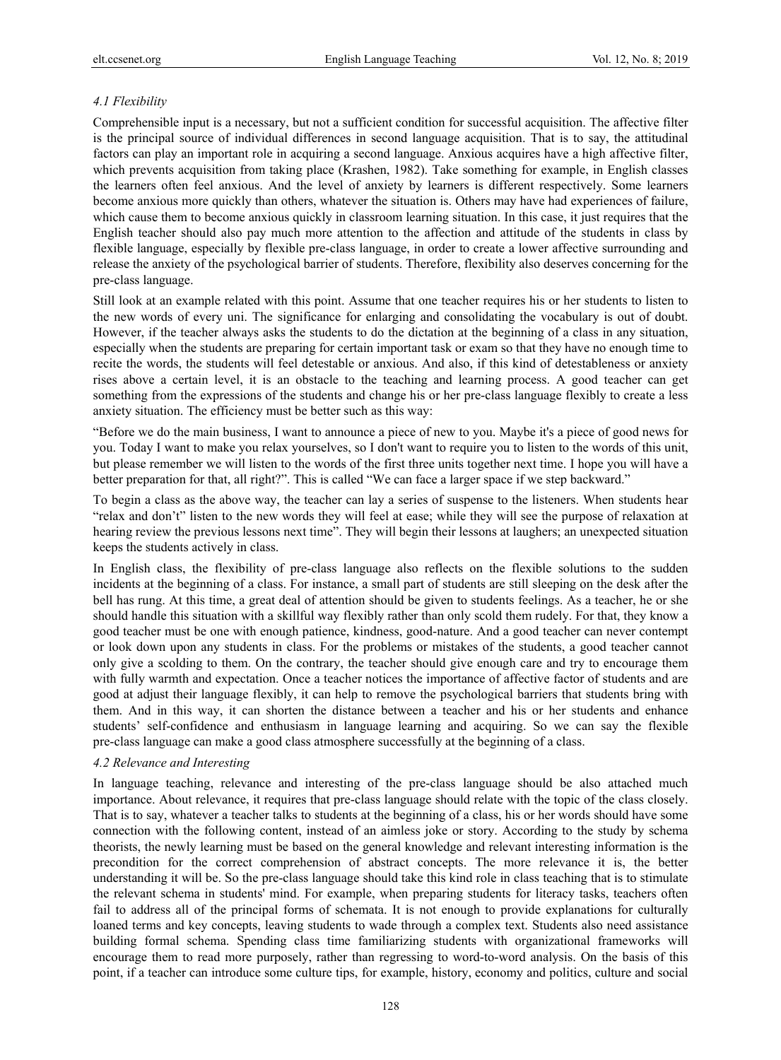### *4.1 Flexibility*

Comprehensible input is a necessary, but not a sufficient condition for successful acquisition. The affective filter is the principal source of individual differences in second language acquisition. That is to say, the attitudinal factors can play an important role in acquiring a second language. Anxious acquires have a high affective filter, which prevents acquisition from taking place (Krashen, 1982). Take something for example, in English classes the learners often feel anxious. And the level of anxiety by learners is different respectively. Some learners become anxious more quickly than others, whatever the situation is. Others may have had experiences of failure, which cause them to become anxious quickly in classroom learning situation. In this case, it just requires that the English teacher should also pay much more attention to the affection and attitude of the students in class by flexible language, especially by flexible pre-class language, in order to create a lower affective surrounding and release the anxiety of the psychological barrier of students. Therefore, flexibility also deserves concerning for the pre-class language.

Still look at an example related with this point. Assume that one teacher requires his or her students to listen to the new words of every uni. The significance for enlarging and consolidating the vocabulary is out of doubt. However, if the teacher always asks the students to do the dictation at the beginning of a class in any situation, especially when the students are preparing for certain important task or exam so that they have no enough time to recite the words, the students will feel detestable or anxious. And also, if this kind of detestableness or anxiety rises above a certain level, it is an obstacle to the teaching and learning process. A good teacher can get something from the expressions of the students and change his or her pre-class language flexibly to create a less anxiety situation. The efficiency must be better such as this way:

"Before we do the main business, I want to announce a piece of new to you. Maybe it's a piece of good news for you. Today I want to make you relax yourselves, so I don't want to require you to listen to the words of this unit, but please remember we will listen to the words of the first three units together next time. I hope you will have a better preparation for that, all right?". This is called "We can face a larger space if we step backward."

To begin a class as the above way, the teacher can lay a series of suspense to the listeners. When students hear "relax and don't" listen to the new words they will feel at ease; while they will see the purpose of relaxation at hearing review the previous lessons next time". They will begin their lessons at laughers; an unexpected situation keeps the students actively in class.

In English class, the flexibility of pre-class language also reflects on the flexible solutions to the sudden incidents at the beginning of a class. For instance, a small part of students are still sleeping on the desk after the bell has rung. At this time, a great deal of attention should be given to students feelings. As a teacher, he or she should handle this situation with a skillful way flexibly rather than only scold them rudely. For that, they know a good teacher must be one with enough patience, kindness, good-nature. And a good teacher can never contempt or look down upon any students in class. For the problems or mistakes of the students, a good teacher cannot only give a scolding to them. On the contrary, the teacher should give enough care and try to encourage them with fully warmth and expectation. Once a teacher notices the importance of affective factor of students and are good at adjust their language flexibly, it can help to remove the psychological barriers that students bring with them. And in this way, it can shorten the distance between a teacher and his or her students and enhance students' self-confidence and enthusiasm in language learning and acquiring. So we can say the flexible pre-class language can make a good class atmosphere successfully at the beginning of a class.

### *4.2 Relevance and Interesting*

In language teaching, relevance and interesting of the pre-class language should be also attached much importance. About relevance, it requires that pre-class language should relate with the topic of the class closely. That is to say, whatever a teacher talks to students at the beginning of a class, his or her words should have some connection with the following content, instead of an aimless joke or story. According to the study by schema theorists, the newly learning must be based on the general knowledge and relevant interesting information is the precondition for the correct comprehension of abstract concepts. The more relevance it is, the better understanding it will be. So the pre-class language should take this kind role in class teaching that is to stimulate the relevant schema in students' mind. For example, when preparing students for literacy tasks, teachers often fail to address all of the principal forms of schemata. It is not enough to provide explanations for culturally loaned terms and key concepts, leaving students to wade through a complex text. Students also need assistance building formal schema. Spending class time familiarizing students with organizational frameworks will encourage them to read more purposely, rather than regressing to word-to-word analysis. On the basis of this point, if a teacher can introduce some culture tips, for example, history, economy and politics, culture and social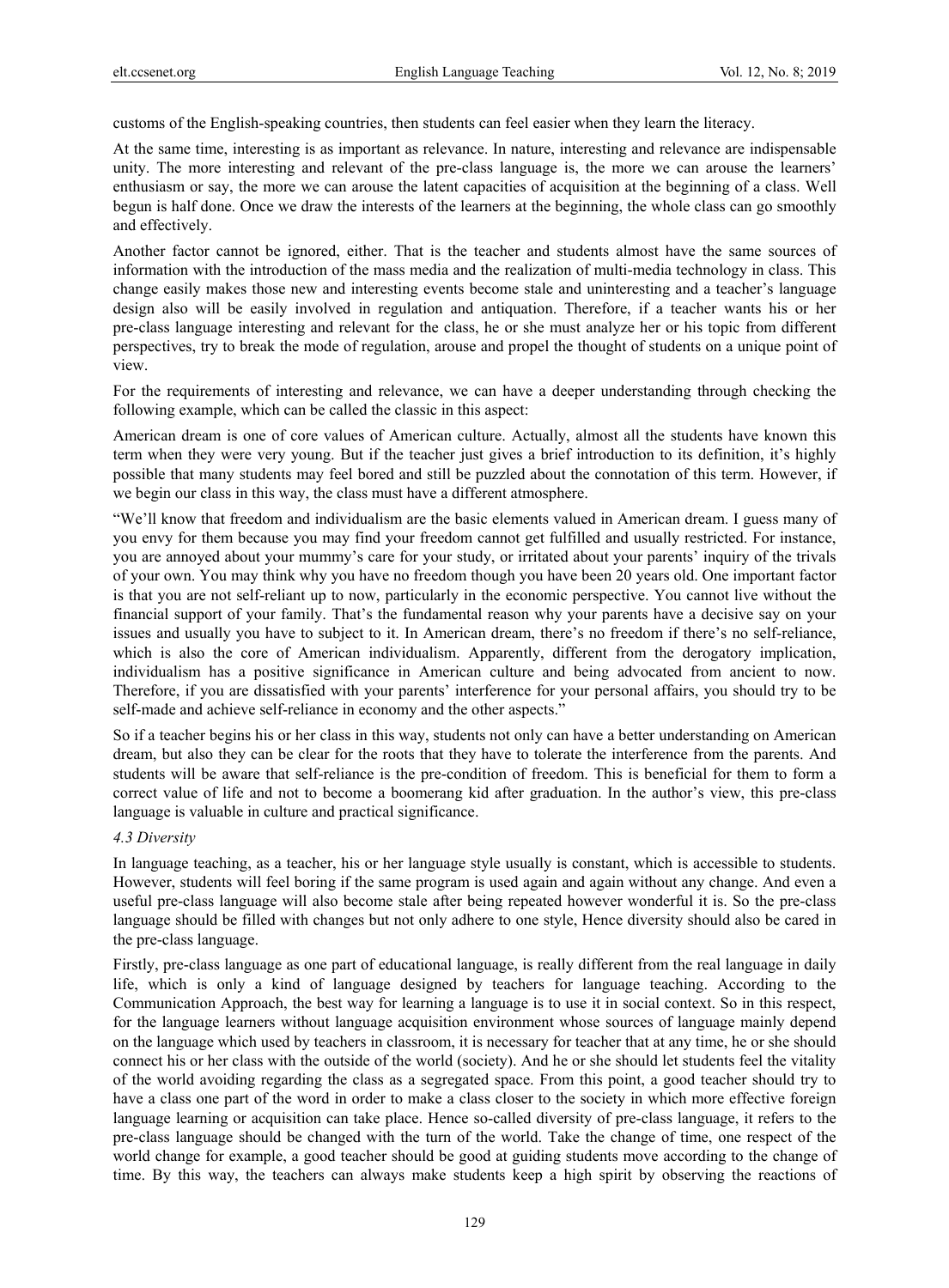customs of the English-speaking countries, then students can feel easier when they learn the literacy.

At the same time, interesting is as important as relevance. In nature, interesting and relevance are indispensable unity. The more interesting and relevant of the pre-class language is, the more we can arouse the learners' enthusiasm or say, the more we can arouse the latent capacities of acquisition at the beginning of a class. Well begun is half done. Once we draw the interests of the learners at the beginning, the whole class can go smoothly and effectively.

Another factor cannot be ignored, either. That is the teacher and students almost have the same sources of information with the introduction of the mass media and the realization of multi-media technology in class. This change easily makes those new and interesting events become stale and uninteresting and a teacher's language design also will be easily involved in regulation and antiquation. Therefore, if a teacher wants his or her pre-class language interesting and relevant for the class, he or she must analyze her or his topic from different perspectives, try to break the mode of regulation, arouse and propel the thought of students on a unique point of view.

For the requirements of interesting and relevance, we can have a deeper understanding through checking the following example, which can be called the classic in this aspect:

American dream is one of core values of American culture. Actually, almost all the students have known this term when they were very young. But if the teacher just gives a brief introduction to its definition, it's highly possible that many students may feel bored and still be puzzled about the connotation of this term. However, if we begin our class in this way, the class must have a different atmosphere.

"We'll know that freedom and individualism are the basic elements valued in American dream. I guess many of you envy for them because you may find your freedom cannot get fulfilled and usually restricted. For instance, you are annoyed about your mummy's care for your study, or irritated about your parents' inquiry of the trivals of your own. You may think why you have no freedom though you have been 20 years old. One important factor is that you are not self-reliant up to now, particularly in the economic perspective. You cannot live without the financial support of your family. That's the fundamental reason why your parents have a decisive say on your issues and usually you have to subject to it. In American dream, there's no freedom if there's no self-reliance, which is also the core of American individualism. Apparently, different from the derogatory implication, individualism has a positive significance in American culture and being advocated from ancient to now. Therefore, if you are dissatisfied with your parents' interference for your personal affairs, you should try to be self-made and achieve self-reliance in economy and the other aspects."

So if a teacher begins his or her class in this way, students not only can have a better understanding on American dream, but also they can be clear for the roots that they have to tolerate the interference from the parents. And students will be aware that self-reliance is the pre-condition of freedom. This is beneficial for them to form a correct value of life and not to become a boomerang kid after graduation. In the author's view, this pre-class language is valuable in culture and practical significance.

### *4.3 Diversity*

In language teaching, as a teacher, his or her language style usually is constant, which is accessible to students. However, students will feel boring if the same program is used again and again without any change. And even a useful pre-class language will also become stale after being repeated however wonderful it is. So the pre-class language should be filled with changes but not only adhere to one style, Hence diversity should also be cared in the pre-class language.

Firstly, pre-class language as one part of educational language, is really different from the real language in daily life, which is only a kind of language designed by teachers for language teaching. According to the Communication Approach, the best way for learning a language is to use it in social context. So in this respect, for the language learners without language acquisition environment whose sources of language mainly depend on the language which used by teachers in classroom, it is necessary for teacher that at any time, he or she should connect his or her class with the outside of the world (society). And he or she should let students feel the vitality of the world avoiding regarding the class as a segregated space. From this point, a good teacher should try to have a class one part of the word in order to make a class closer to the society in which more effective foreign language learning or acquisition can take place. Hence so-called diversity of pre-class language, it refers to the pre-class language should be changed with the turn of the world. Take the change of time, one respect of the world change for example, a good teacher should be good at guiding students move according to the change of time. By this way, the teachers can always make students keep a high spirit by observing the reactions of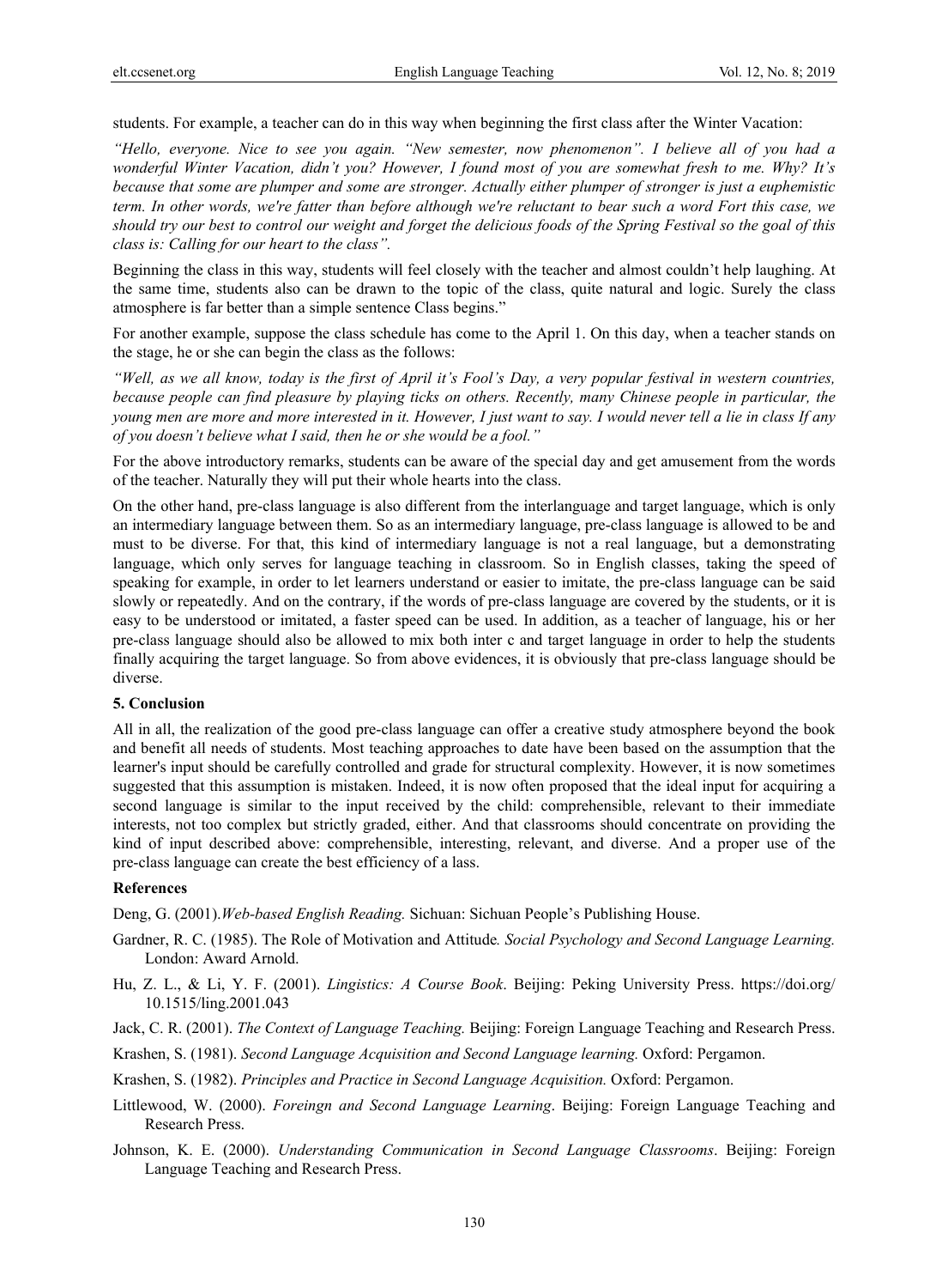students. For example, a teacher can do in this way when beginning the first class after the Winter Vacation:

*"Hello, everyone. Nice to see you again. "New semester, now phenomenon". I believe all of you had a wonderful Winter Vacation, didn't you? However, I found most of you are somewhat fresh to me. Why? It's because that some are plumper and some are stronger. Actually either plumper of stronger is just a euphemistic term. In other words, we're fatter than before although we're reluctant to bear such a word Fort this case, we should try our best to control our weight and forget the delicious foods of the Spring Festival so the goal of this class is: Calling for our heart to the class".*

Beginning the class in this way, students will feel closely with the teacher and almost couldn't help laughing. At the same time, students also can be drawn to the topic of the class, quite natural and logic. Surely the class atmosphere is far better than a simple sentence Class begins."

For another example, suppose the class schedule has come to the April 1. On this day, when a teacher stands on the stage, he or she can begin the class as the follows:

*"Well, as we all know, today is the first of April it's Fool's Day, a very popular festival in western countries, because people can find pleasure by playing ticks on others. Recently, many Chinese people in particular, the young men are more and more interested in it. However, I just want to say. I would never tell a lie in class If any of you doesn't believe what I said, then he or she would be a fool."*

For the above introductory remarks, students can be aware of the special day and get amusement from the words of the teacher. Naturally they will put their whole hearts into the class.

On the other hand, pre-class language is also different from the interlanguage and target language, which is only an intermediary language between them. So as an intermediary language, pre-class language is allowed to be and must to be diverse. For that, this kind of intermediary language is not a real language, but a demonstrating language, which only serves for language teaching in classroom. So in English classes, taking the speed of speaking for example, in order to let learners understand or easier to imitate, the pre-class language can be said slowly or repeatedly. And on the contrary, if the words of pre-class language are covered by the students, or it is easy to be understood or imitated, a faster speed can be used. In addition, as a teacher of language, his or her pre-class language should also be allowed to mix both inter c and target language in order to help the students finally acquiring the target language. So from above evidences, it is obviously that pre-class language should be diverse.

## 5. Conclusion

All in all, the realization of the good pre-class language can offer a creative study atmosphere beyond the book and benefit all needs of students. Most teaching approaches to date have been based on the assumption that the learner's input should be carefully controlled and grade for structural complexity. However, it is now sometimes suggested that this assumption is mistaken. Indeed, it is now often proposed that the ideal input for acquiring a second language is similar to the input received by the child: comprehensible, relevant to their immediate interests, not too complex but strictly graded, either. And that classrooms should concentrate on providing the kind of input described above: comprehensible, interesting, relevant, and diverse. And a proper use of the pre-class language can create the best efficiency of a lass.

## References

Deng, G. (2001).*Web-based English Reading.* Sichuan: Sichuan People's Publishing House.

Gardner, R. C. (1985). The Role of Motivation and Attitude*. Social Psychology and Second Language Learning.* London: Award Arnold.

Hu, Z. L., & Li, Y. F. (2001). *Lingistics: A Course Book*. Beijing: Peking University Press. https://doi.org/10.1515/ling.2001.043

Jack, C. R. (2001). *The Context of Language Teaching.* Beijing: Foreign Language Teaching and Research Press.

Krashen, S. (1981). *Second Language Acquisition and Second Language learning.* Oxford: Pergamon.

Krashen, S. (1982). *Principles and Practice in Second Language Acquisition.* Oxford: Pergamon.

Littlewood, W. (2000). *Foreingn and Second Language Learning*. Beijing: Foreign Language Teaching and Research Press.

Johnson, K. E. (2000). *Understanding Communication in Second Language Classrooms*. Beijing: Foreign Language Teaching and Research Press.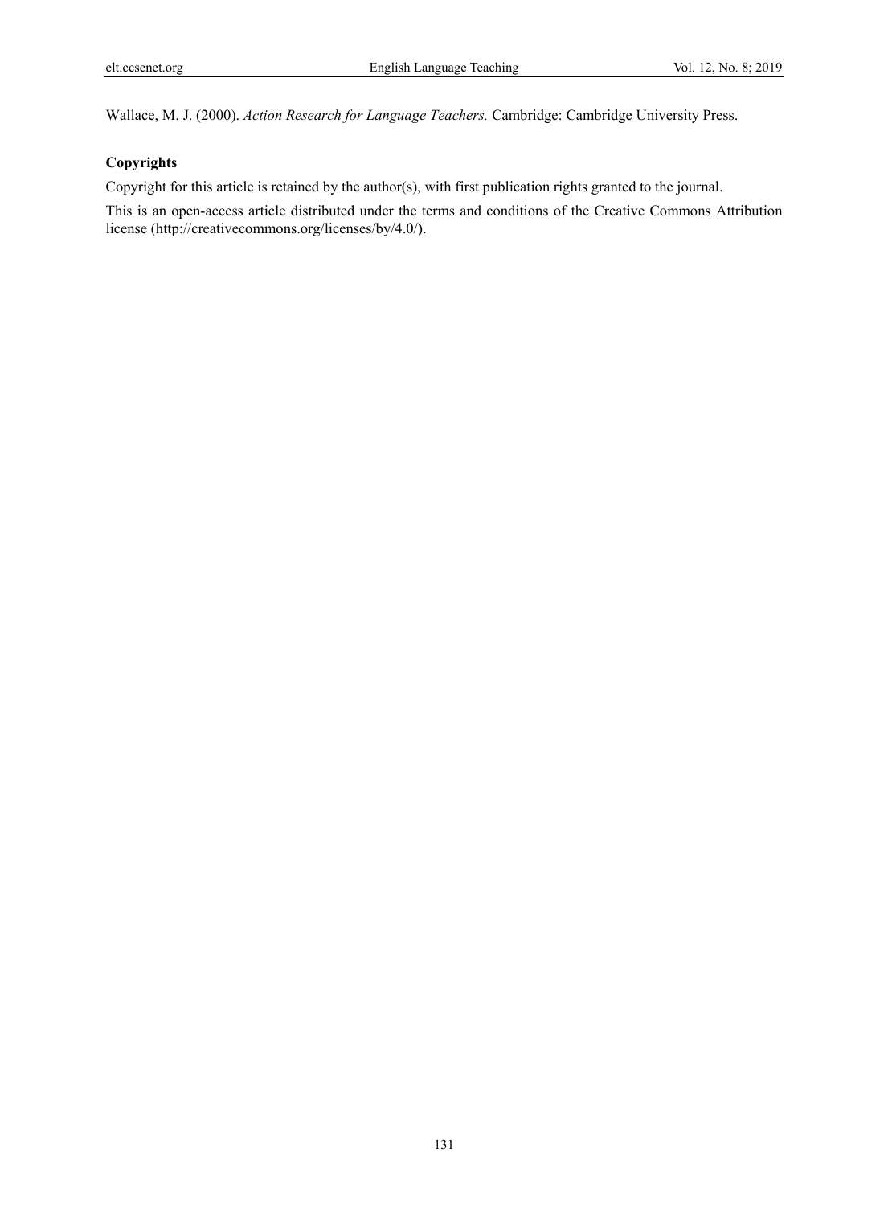Wallace, M. J. (2000). *Action Research for Language Teachers.* Cambridge: Cambridge University Press.

**Copyrights**

Copyright for this article is retained by the author(s), with first publication rights granted to the journal.

This is an open-access article distributed under the terms and conditions of the Creative Commons Attribution license (http://creativecommons.org/licenses/by/4.0/).